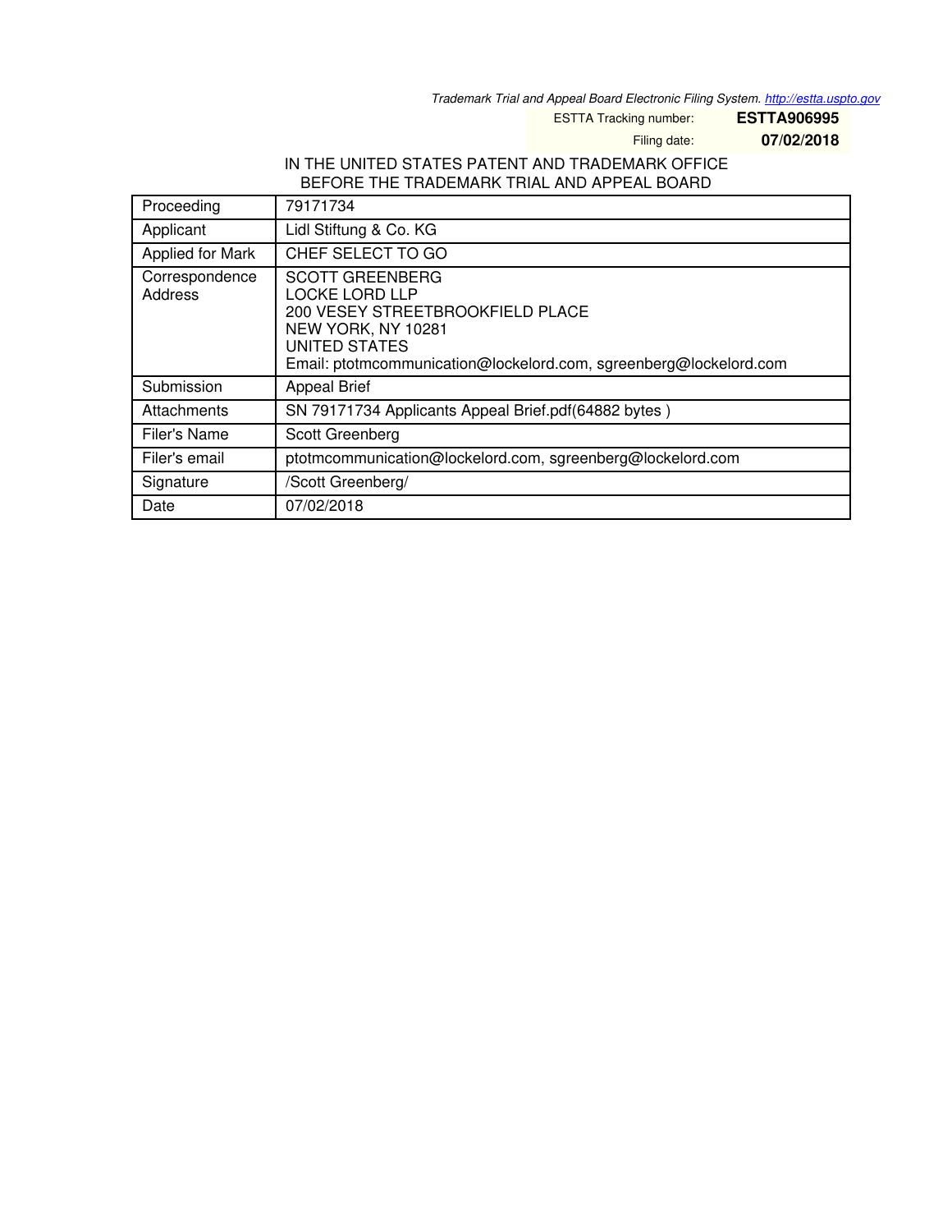Trademark Trial and Appeal Board Electronic Filing System. http://estta.uspto.gov

ESTTA Tracking number: **ESTTA906995**

Filing date: **07/02/2018**

IN THE UNITED STATES PATENT AND TRADEMARK OFFICE
BEFORE THE TRADEMARK TRIAL AND APPEAL BOARD

| | |
|---|---|
| Proceeding | 79171734 |
| Applicant | Lidl Stiftung & Co. KG |
| Applied for Mark | CHEF SELECT TO GO |
| Correspondence Address | SCOTT GREENBERG<br>LOCKE LORD LLP<br>200 VESEY STREETBROOKFIELD PLACE<br>NEW YORK, NY 10281<br>UNITED STATES<br>Email: ptotmcommunication@lockelord.com, sgreenberg@lockelord.com |
| Submission | Appeal Brief |
| Attachments | SN 79171734 Applicants Appeal Brief.pdf(64882 bytes ) |
| Filer's Name | Scott Greenberg |
| Filer's email | ptotmcommunication@lockelord.com, sgreenberg@lockelord.com |
| Signature | /Scott Greenberg/ |
| Date | 07/02/2018 |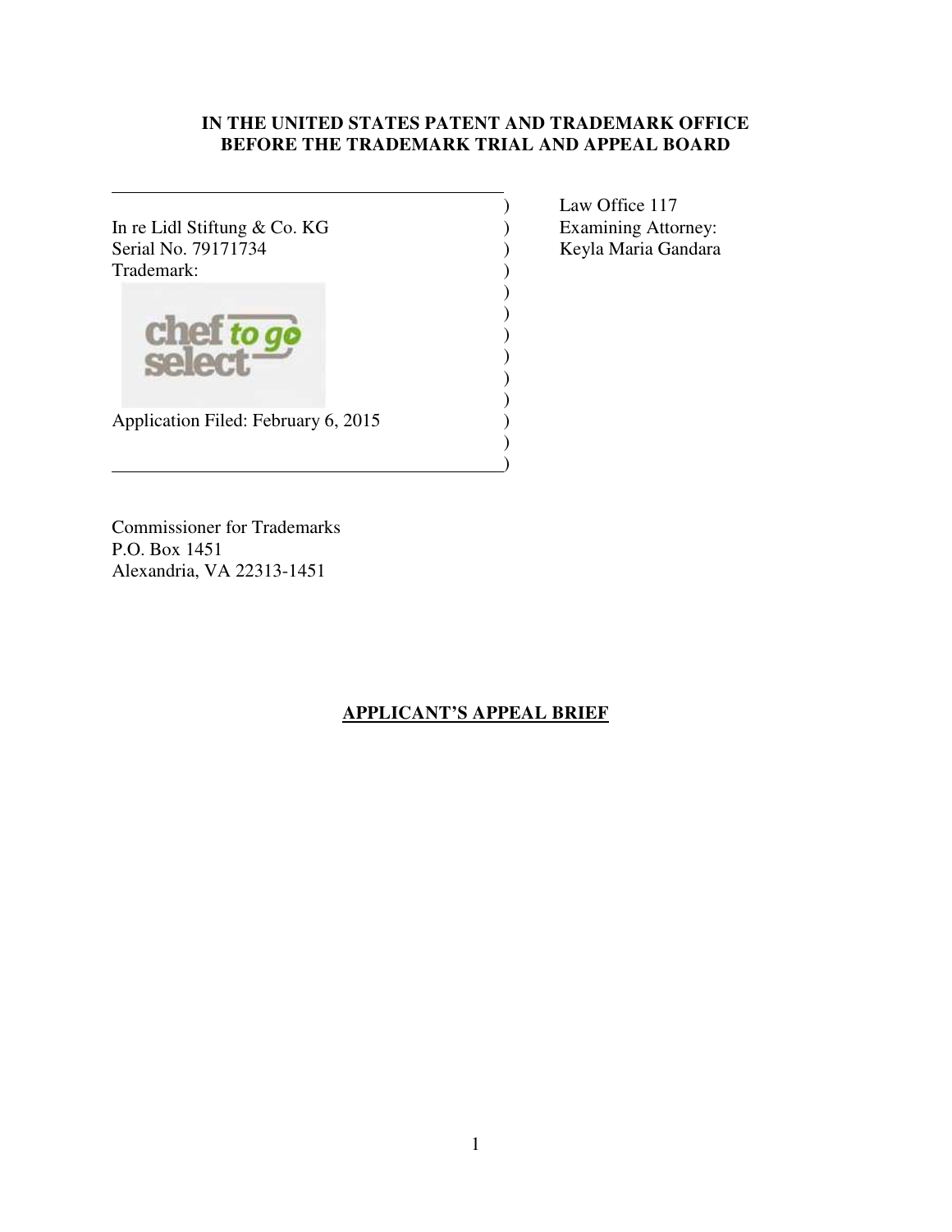**IN THE UNITED STATES PATENT AND TRADEMARK OFFICE**
**BEFORE THE TRADEMARK TRIAL AND APPEAL BOARD**

In re Lidl Stiftung & Co. KG
Serial No. 79171734
Trademark:

chef to go select

Application Filed: February 6, 2015

Law Office 117
Examining Attorney:
Keyla Maria Gandara

Commissioner for Trademarks
P.O. Box 1451
Alexandria, VA 22313-1451

## APPLICANT'S APPEAL BRIEF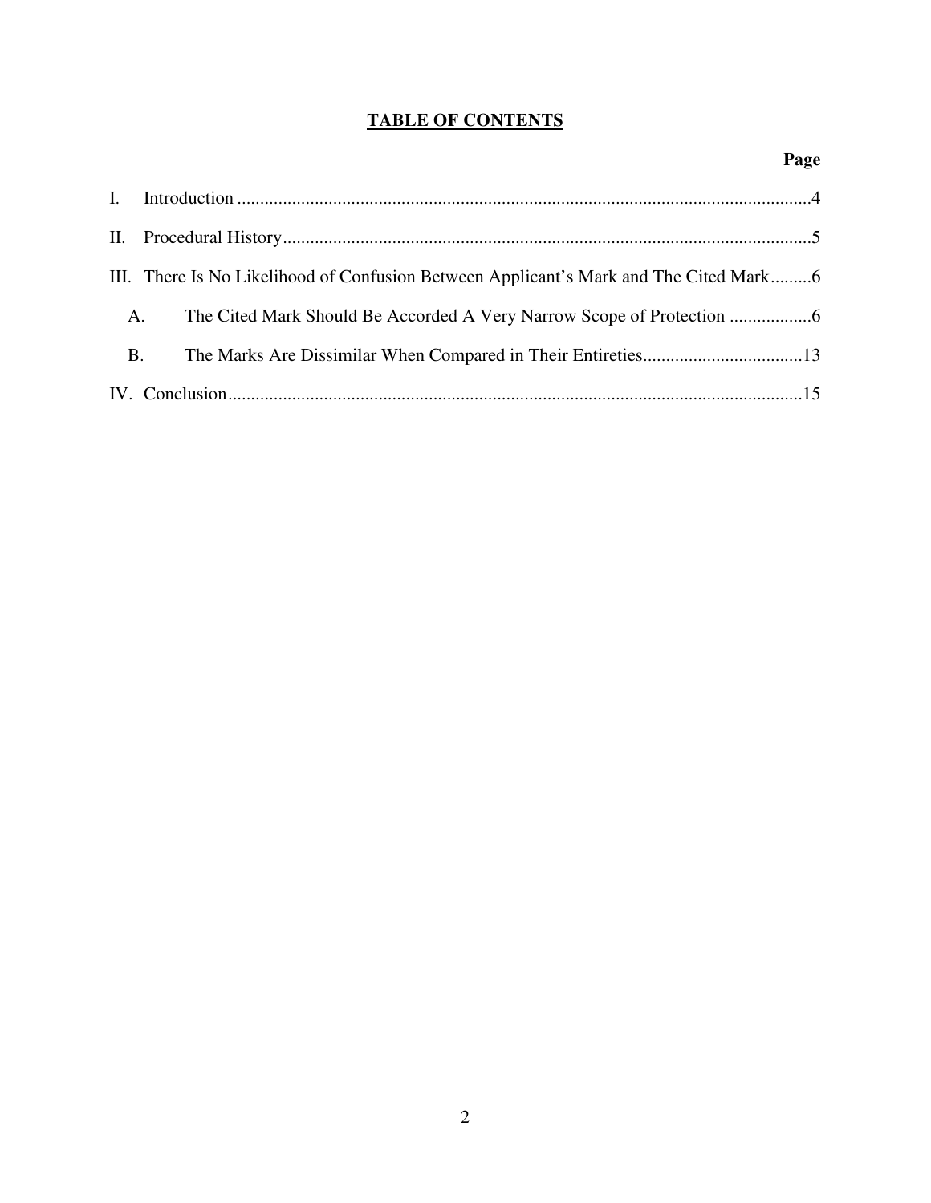# TABLE OF CONTENTS

| | Page |
|---|---|
| I. Introduction | 4 |
| II. Procedural History | 5 |
| III. There Is No Likelihood of Confusion Between Applicant's Mark and The Cited Mark | 6 |
| A. The Cited Mark Should Be Accorded A Very Narrow Scope of Protection | 6 |
| B. The Marks Are Dissimilar When Compared in Their Entireties | 13 |
| IV. Conclusion | 15 |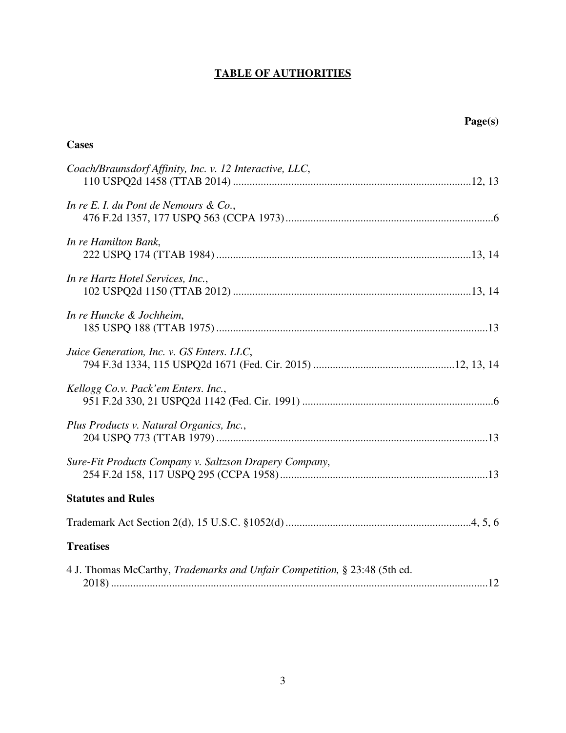# TABLE OF AUTHORITIES

**Page(s)**

## Cases

*Coach/Braunsdorf Affinity, Inc. v. 12 Interactive, LLC*, 110 USPQ2d 1458 (TTAB 2014) ..... 12, 13

*In re E. I. du Pont de Nemours & Co.*, 476 F.2d 1357, 177 USPQ 563 (CCPA 1973) ..... 6

*In re Hamilton Bank*, 222 USPQ 174 (TTAB 1984) ..... 13, 14

*In re Hartz Hotel Services, Inc.*, 102 USPQ2d 1150 (TTAB 2012) ..... 13, 14

*In re Huncke & Jochheim*, 185 USPQ 188 (TTAB 1975) ..... 13

*Juice Generation, Inc. v. GS Enters. LLC*, 794 F.3d 1334, 115 USPQ2d 1671 (Fed. Cir. 2015) ..... 12, 13, 14

*Kellogg Co.v. Pack'em Enters. Inc.*, 951 F.2d 330, 21 USPQ2d 1142 (Fed. Cir. 1991) ..... 6

*Plus Products v. Natural Organics, Inc.*, 204 USPQ 773 (TTAB 1979) ..... 13

*Sure-Fit Products Company v. Saltzson Drapery Company*, 254 F.2d 158, 117 USPQ 295 (CCPA 1958) ..... 13

## Statutes and Rules

Trademark Act Section 2(d), 15 U.S.C. §1052(d) ..... 4, 5, 6

## Treatises

4 J. Thomas McCarthy, *Trademarks and Unfair Competition,* § 23:48 (5th ed. 2018) ..... 12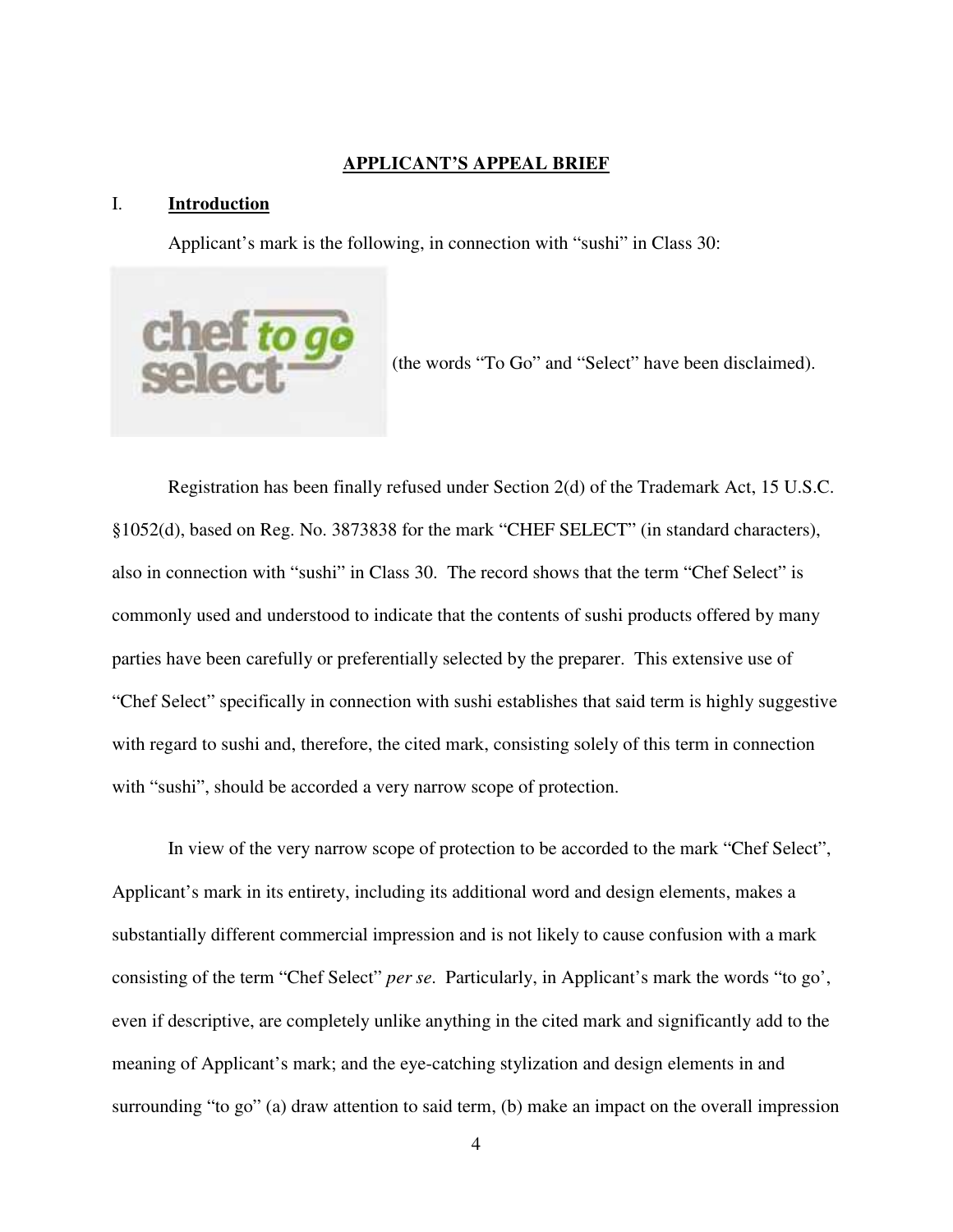# APPLICANT'S APPEAL BRIEF

## I. Introduction

Applicant's mark is the following, in connection with "sushi" in Class 30:

(the words "To Go" and "Select" have been disclaimed).

Registration has been finally refused under Section 2(d) of the Trademark Act, 15 U.S.C. §1052(d), based on Reg. No. 3873838 for the mark "CHEF SELECT" (in standard characters), also in connection with "sushi" in Class 30. The record shows that the term "Chef Select" is commonly used and understood to indicate that the contents of sushi products offered by many parties have been carefully or preferentially selected by the preparer. This extensive use of "Chef Select" specifically in connection with sushi establishes that said term is highly suggestive with regard to sushi and, therefore, the cited mark, consisting solely of this term in connection with "sushi", should be accorded a very narrow scope of protection.

In view of the very narrow scope of protection to be accorded to the mark "Chef Select", Applicant's mark in its entirety, including its additional word and design elements, makes a substantially different commercial impression and is not likely to cause confusion with a mark consisting of the term "Chef Select" *per se*. Particularly, in Applicant's mark the words "to go', even if descriptive, are completely unlike anything in the cited mark and significantly add to the meaning of Applicant's mark; and the eye-catching stylization and design elements in and surrounding "to go" (a) draw attention to said term, (b) make an impact on the overall impression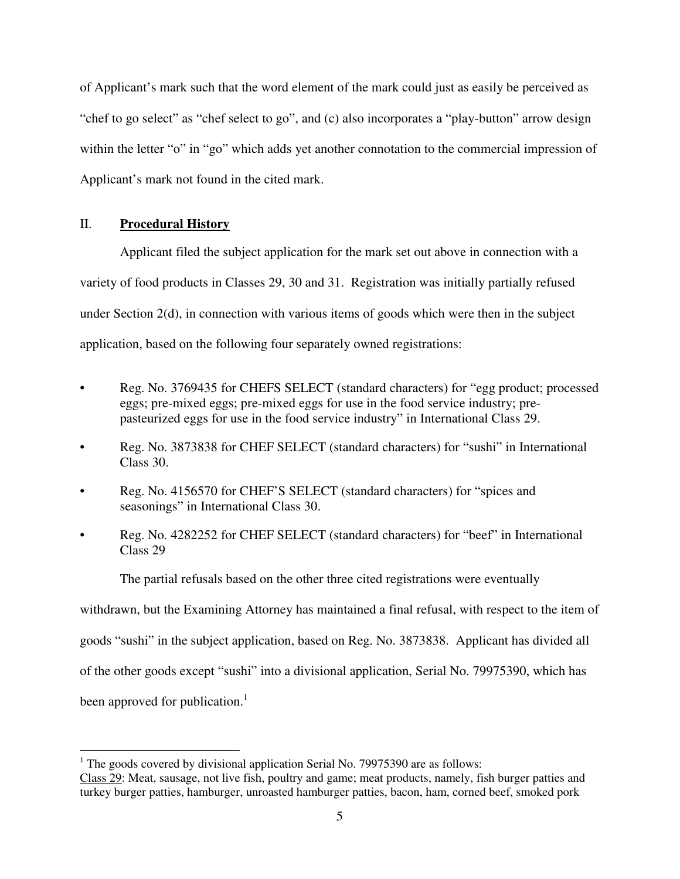of Applicant's mark such that the word element of the mark could just as easily be perceived as "chef to go select" as "chef select to go", and (c) also incorporates a "play-button" arrow design within the letter "o" in "go" which adds yet another connotation to the commercial impression of Applicant's mark not found in the cited mark.

## II. **Procedural History**

Applicant filed the subject application for the mark set out above in connection with a variety of food products in Classes 29, 30 and 31. Registration was initially partially refused under Section 2(d), in connection with various items of goods which were then in the subject application, based on the following four separately owned registrations:

- Reg. No. 3769435 for CHEFS SELECT (standard characters) for "egg product; processed eggs; pre-mixed eggs; pre-mixed eggs for use in the food service industry; pre-pasteurized eggs for use in the food service industry" in International Class 29.
- Reg. No. 3873838 for CHEF SELECT (standard characters) for "sushi" in International Class 30.
- Reg. No. 4156570 for CHEF'S SELECT (standard characters) for "spices and seasonings" in International Class 30.
- Reg. No. 4282252 for CHEF SELECT (standard characters) for "beef" in International Class 29

The partial refusals based on the other three cited registrations were eventually withdrawn, but the Examining Attorney has maintained a final refusal, with respect to the item of goods "sushi" in the subject application, based on Reg. No. 3873838. Applicant has divided all of the other goods except "sushi" into a divisional application, Serial No. 79975390, which has been approved for publication.[1]

[1] The goods covered by divisional application Serial No. 79975390 are as follows:
Class 29: Meat, sausage, not live fish, poultry and game; meat products, namely, fish burger patties and turkey burger patties, hamburger, unroasted hamburger patties, bacon, ham, corned beef, smoked pork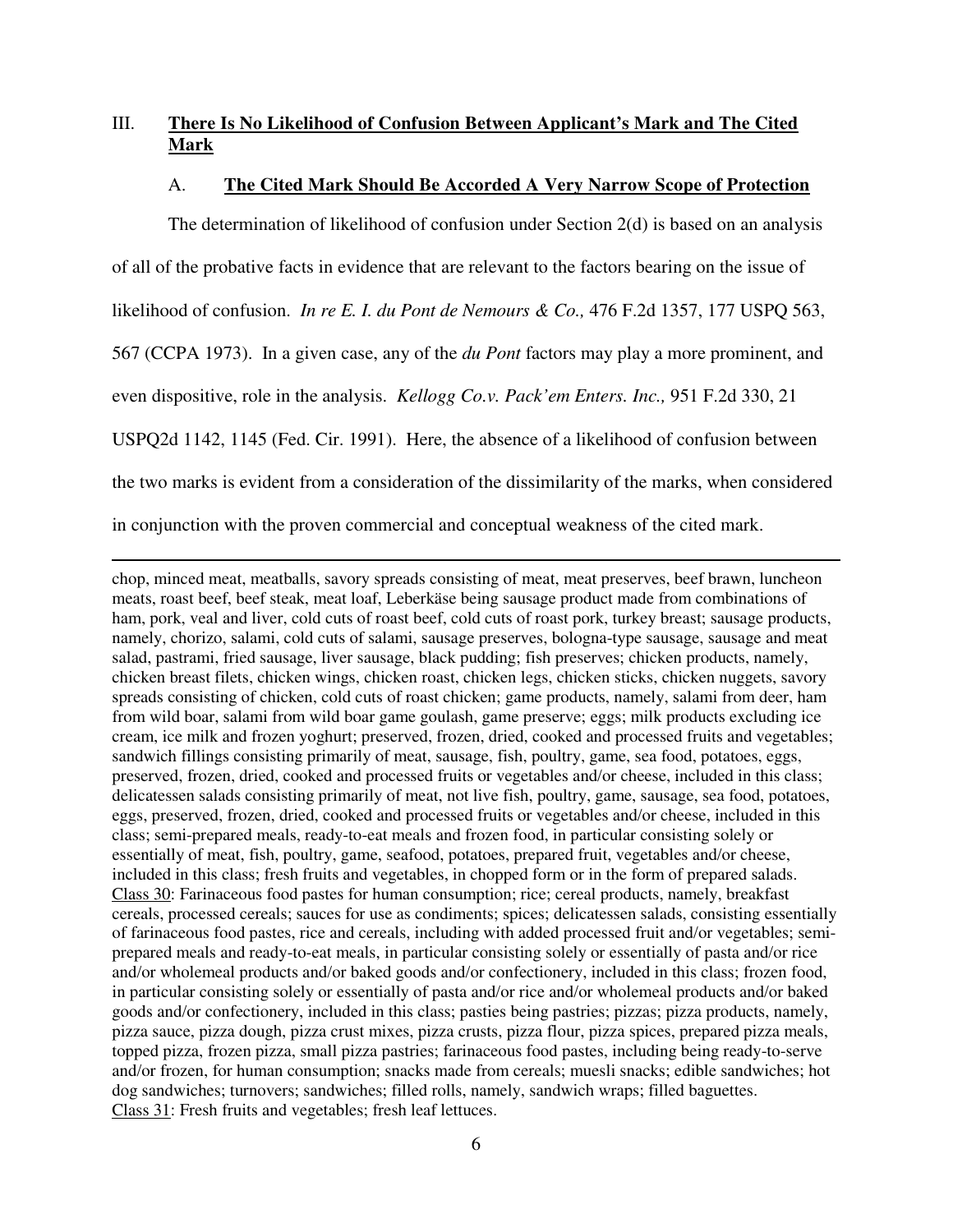## III. **There Is No Likelihood of Confusion Between Applicant's Mark and The Cited Mark**

### A. **The Cited Mark Should Be Accorded A Very Narrow Scope of Protection**

The determination of likelihood of confusion under Section 2(d) is based on an analysis of all of the probative facts in evidence that are relevant to the factors bearing on the issue of likelihood of confusion. *In re E. I. du Pont de Nemours & Co.,* 476 F.2d 1357, 177 USPQ 563, 567 (CCPA 1973). In a given case, any of the *du Pont* factors may play a more prominent, and even dispositive, role in the analysis. *Kellogg Co.v. Pack'em Enters. Inc.,* 951 F.2d 330, 21 USPQ2d 1142, 1145 (Fed. Cir. 1991). Here, the absence of a likelihood of confusion between the two marks is evident from a consideration of the dissimilarity of the marks, when considered in conjunction with the proven commercial and conceptual weakness of the cited mark.

---

chop, minced meat, meatballs, savory spreads consisting of meat, meat preserves, beef brawn, luncheon meats, roast beef, beef steak, meat loaf, Leberkäse being sausage product made from combinations of ham, pork, veal and liver, cold cuts of roast beef, cold cuts of roast pork, turkey breast; sausage products, namely, chorizo, salami, cold cuts of salami, sausage preserves, bologna-type sausage, sausage and meat salad, pastrami, fried sausage, liver sausage, black pudding; fish preserves; chicken products, namely, chicken breast filets, chicken wings, chicken roast, chicken legs, chicken sticks, chicken nuggets, savory spreads consisting of chicken, cold cuts of roast chicken; game products, namely, salami from deer, ham from wild boar, salami from wild boar game goulash, game preserve; eggs; milk products excluding ice cream, ice milk and frozen yoghurt; preserved, frozen, dried, cooked and processed fruits and vegetables; sandwich fillings consisting primarily of meat, sausage, fish, poultry, game, sea food, potatoes, eggs, preserved, frozen, dried, cooked and processed fruits or vegetables and/or cheese, included in this class; delicatessen salads consisting primarily of meat, not live fish, poultry, game, sausage, sea food, potatoes, eggs, preserved, frozen, dried, cooked and processed fruits or vegetables and/or cheese, included in this class; semi-prepared meals, ready-to-eat meals and frozen food, in particular consisting solely or essentially of meat, fish, poultry, game, seafood, potatoes, prepared fruit, vegetables and/or cheese, included in this class; fresh fruits and vegetables, in chopped form or in the form of prepared salads. Class 30: Farinaceous food pastes for human consumption; rice; cereal products, namely, breakfast cereals, processed cereals; sauces for use as condiments; spices; delicatessen salads, consisting essentially of farinaceous food pastes, rice and cereals, including with added processed fruit and/or vegetables; semi-prepared meals and ready-to-eat meals, in particular consisting solely or essentially of pasta and/or rice and/or wholemeal products and/or baked goods and/or confectionery, included in this class; frozen food, in particular consisting solely or essentially of pasta and/or rice and/or wholemeal products and/or baked goods and/or confectionery, included in this class; pasties being pastries; pizzas; pizza products, namely, pizza sauce, pizza dough, pizza crust mixes, pizza crusts, pizza flour, pizza spices, prepared pizza meals, topped pizza, frozen pizza, small pizza pastries; farinaceous food pastes, including being ready-to-serve and/or frozen, for human consumption; snacks made from cereals; muesli snacks; edible sandwiches; hot dog sandwiches; turnovers; sandwiches; filled rolls, namely, sandwich wraps; filled baguettes. Class 31: Fresh fruits and vegetables; fresh leaf lettuces.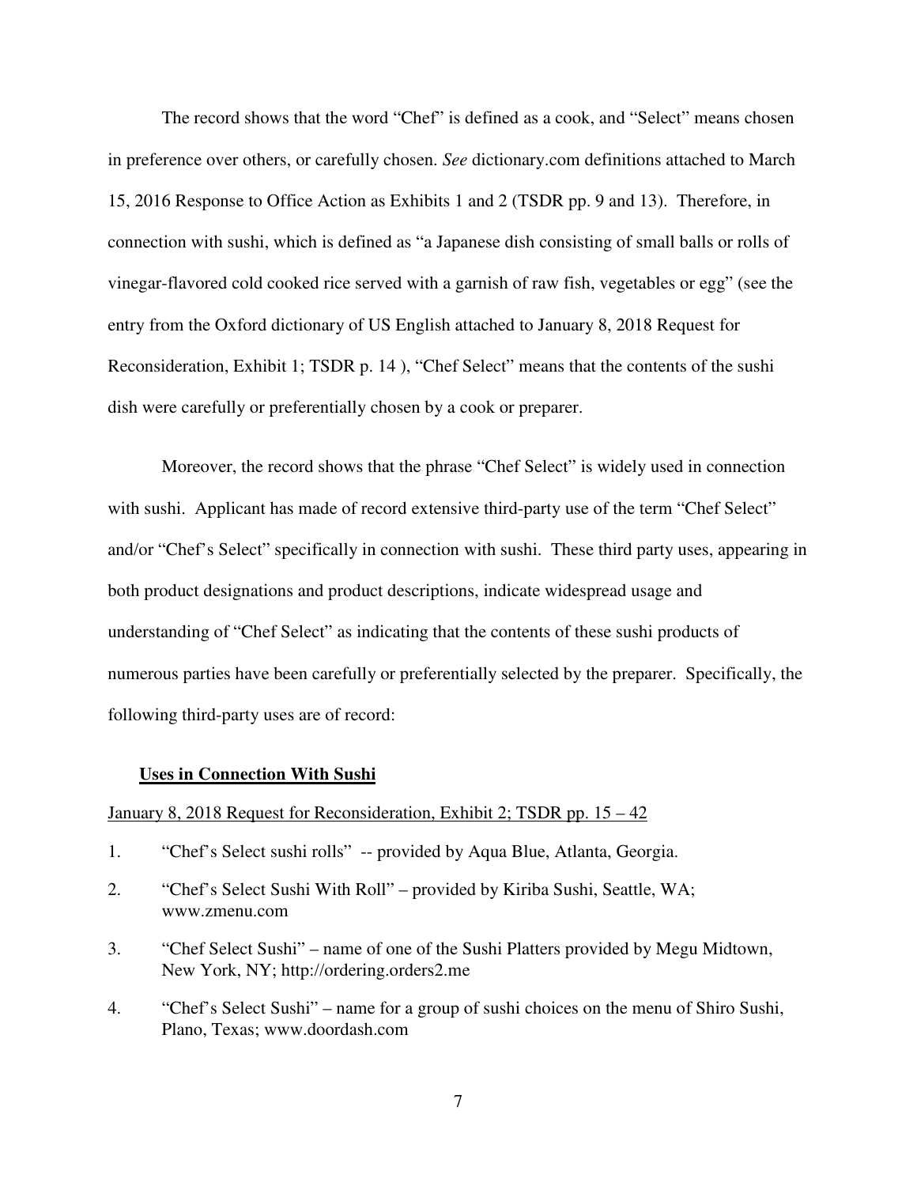The record shows that the word "Chef" is defined as a cook, and "Select" means chosen in preference over others, or carefully chosen. *See* dictionary.com definitions attached to March 15, 2016 Response to Office Action as Exhibits 1 and 2 (TSDR pp. 9 and 13). Therefore, in connection with sushi, which is defined as "a Japanese dish consisting of small balls or rolls of vinegar-flavored cold cooked rice served with a garnish of raw fish, vegetables or egg" (see the entry from the Oxford dictionary of US English attached to January 8, 2018 Request for Reconsideration, Exhibit 1; TSDR p. 14 ), "Chef Select" means that the contents of the sushi dish were carefully or preferentially chosen by a cook or preparer.

Moreover, the record shows that the phrase "Chef Select" is widely used in connection with sushi. Applicant has made of record extensive third-party use of the term "Chef Select" and/or "Chef's Select" specifically in connection with sushi. These third party uses, appearing in both product designations and product descriptions, indicate widespread usage and understanding of "Chef Select" as indicating that the contents of these sushi products of numerous parties have been carefully or preferentially selected by the preparer. Specifically, the following third-party uses are of record:

**<u>Uses in Connection With Sushi</u>**

<u>January 8, 2018 Request for Reconsideration, Exhibit 2; TSDR pp. 15 – 42</u>

1. "Chef's Select sushi rolls" -- provided by Aqua Blue, Atlanta, Georgia.
2. "Chef's Select Sushi With Roll" – provided by Kiriba Sushi, Seattle, WA; www.zmenu.com
3. "Chef Select Sushi" – name of one of the Sushi Platters provided by Megu Midtown, New York, NY; http://ordering.orders2.me
4. "Chef's Select Sushi" – name for a group of sushi choices on the menu of Shiro Sushi, Plano, Texas; www.doordash.com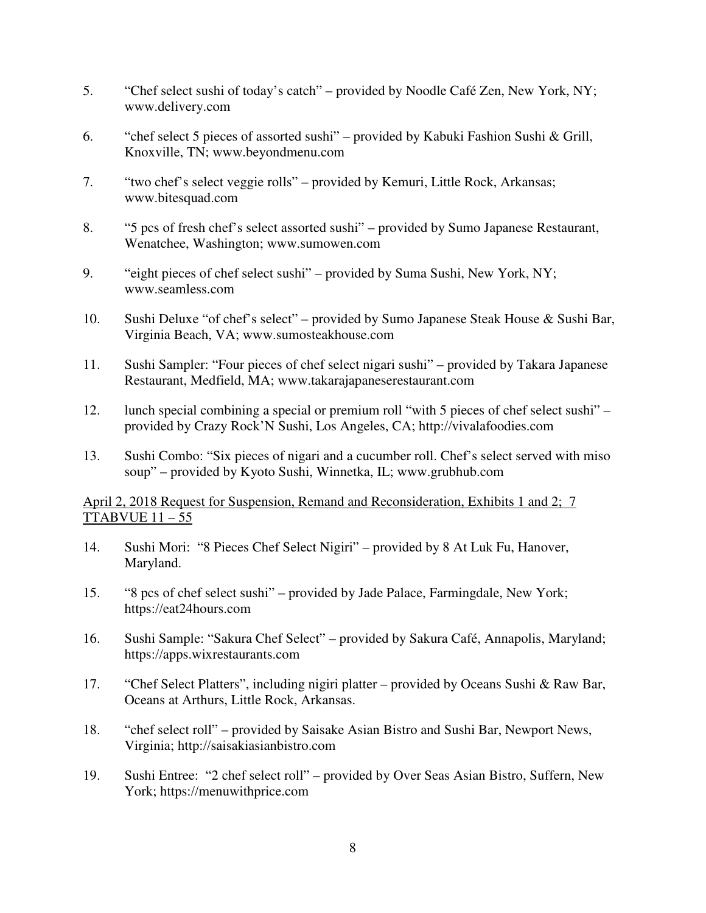5. "Chef select sushi of today's catch" – provided by Noodle Café Zen, New York, NY; www.delivery.com

6. "chef select 5 pieces of assorted sushi" – provided by Kabuki Fashion Sushi & Grill, Knoxville, TN; www.beyondmenu.com

7. "two chef's select veggie rolls" – provided by Kemuri, Little Rock, Arkansas; www.bitesquad.com

8. "5 pcs of fresh chef's select assorted sushi" – provided by Sumo Japanese Restaurant, Wenatchee, Washington; www.sumowen.com

9. "eight pieces of chef select sushi" – provided by Suma Sushi, New York, NY; www.seamless.com

10. Sushi Deluxe "of chef's select" – provided by Sumo Japanese Steak House & Sushi Bar, Virginia Beach, VA; www.sumosteakhouse.com

11. Sushi Sampler: "Four pieces of chef select nigari sushi" – provided by Takara Japanese Restaurant, Medfield, MA; www.takarajapaneserestaurant.com

12. lunch special combining a special or premium roll "with 5 pieces of chef select sushi" – provided by Crazy Rock'N Sushi, Los Angeles, CA; http://vivalafoodies.com

13. Sushi Combo: "Six pieces of nigari and a cucumber roll. Chef's select served with miso soup" – provided by Kyoto Sushi, Winnetka, IL; www.grubhub.com

<u>April 2, 2018 Request for Suspension, Remand and Reconsideration, Exhibits 1 and 2; 7 TTABVUE 11 – 55</u>

14. Sushi Mori: "8 Pieces Chef Select Nigiri" – provided by 8 At Luk Fu, Hanover, Maryland.

15. "8 pcs of chef select sushi" – provided by Jade Palace, Farmingdale, New York; https://eat24hours.com

16. Sushi Sample: "Sakura Chef Select" – provided by Sakura Café, Annapolis, Maryland; https://apps.wixrestaurants.com

17. "Chef Select Platters", including nigiri platter – provided by Oceans Sushi & Raw Bar, Oceans at Arthurs, Little Rock, Arkansas.

18. "chef select roll" – provided by Saisake Asian Bistro and Sushi Bar, Newport News, Virginia; http://saisakiasianbistro.com

19. Sushi Entree: "2 chef select roll" – provided by Over Seas Asian Bistro, Suffern, New York; https://menuwithprice.com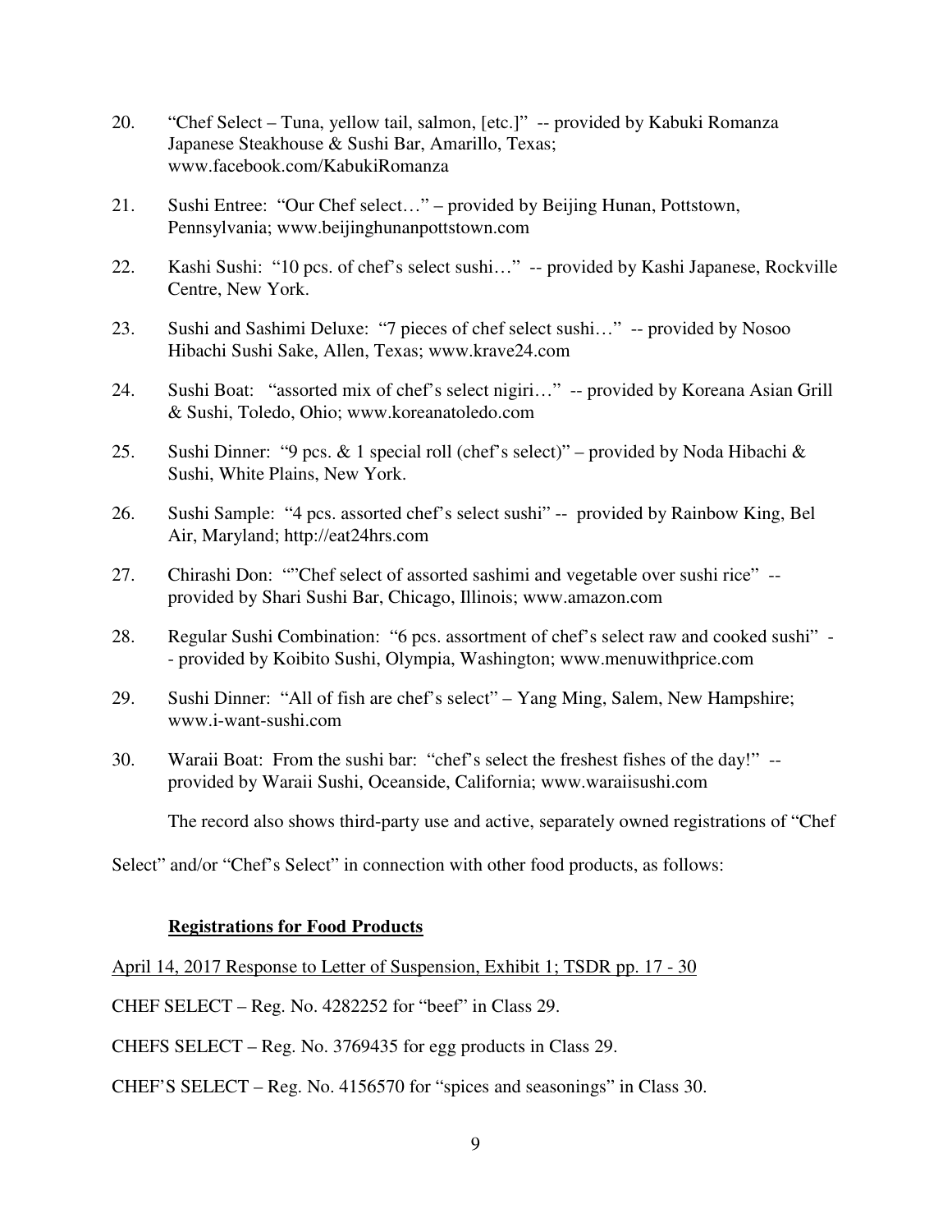20. "Chef Select – Tuna, yellow tail, salmon, [etc.]" -- provided by Kabuki Romanza Japanese Steakhouse & Sushi Bar, Amarillo, Texas; www.facebook.com/KabukiRomanza

21. Sushi Entree: "Our Chef select…" – provided by Beijing Hunan, Pottstown, Pennsylvania; www.beijinghunanpottstown.com

22. Kashi Sushi: "10 pcs. of chef's select sushi…" -- provided by Kashi Japanese, Rockville Centre, New York.

23. Sushi and Sashimi Deluxe: "7 pieces of chef select sushi…" -- provided by Nosoo Hibachi Sushi Sake, Allen, Texas; www.krave24.com

24. Sushi Boat: "assorted mix of chef's select nigiri…" -- provided by Koreana Asian Grill & Sushi, Toledo, Ohio; www.koreanatoledo.com

25. Sushi Dinner: "9 pcs. & 1 special roll (chef's select)" – provided by Noda Hibachi & Sushi, White Plains, New York.

26. Sushi Sample: "4 pcs. assorted chef's select sushi" -- provided by Rainbow King, Bel Air, Maryland; http://eat24hrs.com

27. Chirashi Don: ""Chef select of assorted sashimi and vegetable over sushi rice" -- provided by Shari Sushi Bar, Chicago, Illinois; www.amazon.com

28. Regular Sushi Combination: "6 pcs. assortment of chef's select raw and cooked sushi" -- provided by Koibito Sushi, Olympia, Washington; www.menuwithprice.com

29. Sushi Dinner: "All of fish are chef's select" – Yang Ming, Salem, New Hampshire; www.i-want-sushi.com

30. Waraii Boat: From the sushi bar: "chef's select the freshest fishes of the day!" -- provided by Waraii Sushi, Oceanside, California; www.waraiisushi.com

The record also shows third-party use and active, separately owned registrations of "Chef Select" and/or "Chef's Select" in connection with other food products, as follows:

**Registrations for Food Products**

April 14, 2017 Response to Letter of Suspension, Exhibit 1; TSDR pp. 17 - 30

CHEF SELECT – Reg. No. 4282252 for "beef" in Class 29.

CHEFS SELECT – Reg. No. 3769435 for egg products in Class 29.

CHEF'S SELECT – Reg. No. 4156570 for "spices and seasonings" in Class 30.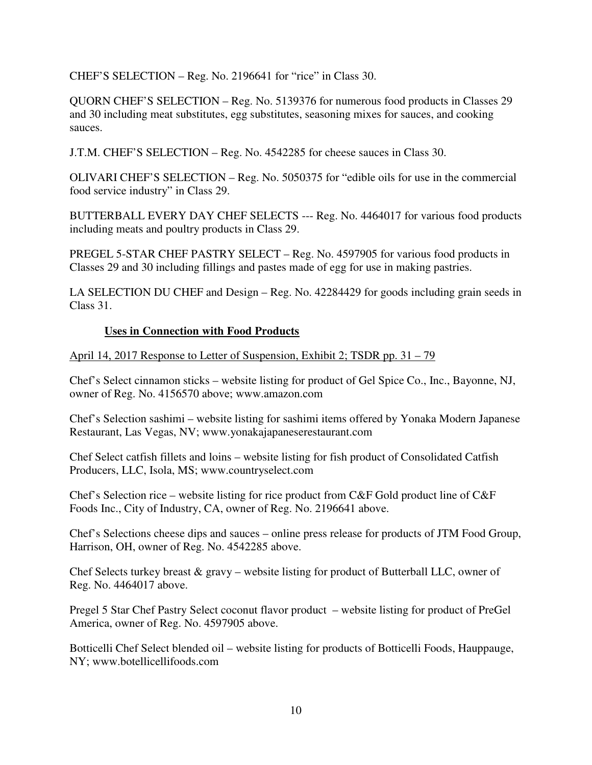CHEF'S SELECTION – Reg. No. 2196641 for "rice" in Class 30.

QUORN CHEF'S SELECTION – Reg. No. 5139376 for numerous food products in Classes 29 and 30 including meat substitutes, egg substitutes, seasoning mixes for sauces, and cooking sauces.

J.T.M. CHEF'S SELECTION – Reg. No. 4542285 for cheese sauces in Class 30.

OLIVARI CHEF'S SELECTION – Reg. No. 5050375 for "edible oils for use in the commercial food service industry" in Class 29.

BUTTERBALL EVERY DAY CHEF SELECTS --- Reg. No. 4464017 for various food products including meats and poultry products in Class 29.

PREGEL 5-STAR CHEF PASTRY SELECT – Reg. No. 4597905 for various food products in Classes 29 and 30 including fillings and pastes made of egg for use in making pastries.

LA SELECTION DU CHEF and Design – Reg. No. 42284429 for goods including grain seeds in Class 31.

**Uses in Connection with Food Products**

April 14, 2017 Response to Letter of Suspension, Exhibit 2; TSDR pp. 31 – 79

Chef's Select cinnamon sticks – website listing for product of Gel Spice Co., Inc., Bayonne, NJ, owner of Reg. No. 4156570 above; www.amazon.com

Chef's Selection sashimi – website listing for sashimi items offered by Yonaka Modern Japanese Restaurant, Las Vegas, NV; www.yonakajapaneserestaurant.com

Chef Select catfish fillets and loins – website listing for fish product of Consolidated Catfish Producers, LLC, Isola, MS; www.countryselect.com

Chef's Selection rice – website listing for rice product from C&F Gold product line of C&F Foods Inc., City of Industry, CA, owner of Reg. No. 2196641 above.

Chef's Selections cheese dips and sauces – online press release for products of JTM Food Group, Harrison, OH, owner of Reg. No. 4542285 above.

Chef Selects turkey breast & gravy – website listing for product of Butterball LLC, owner of Reg. No. 4464017 above.

Pregel 5 Star Chef Pastry Select coconut flavor product – website listing for product of PreGel America, owner of Reg. No. 4597905 above.

Botticelli Chef Select blended oil – website listing for products of Botticelli Foods, Hauppauge, NY; www.botellicellifoods.com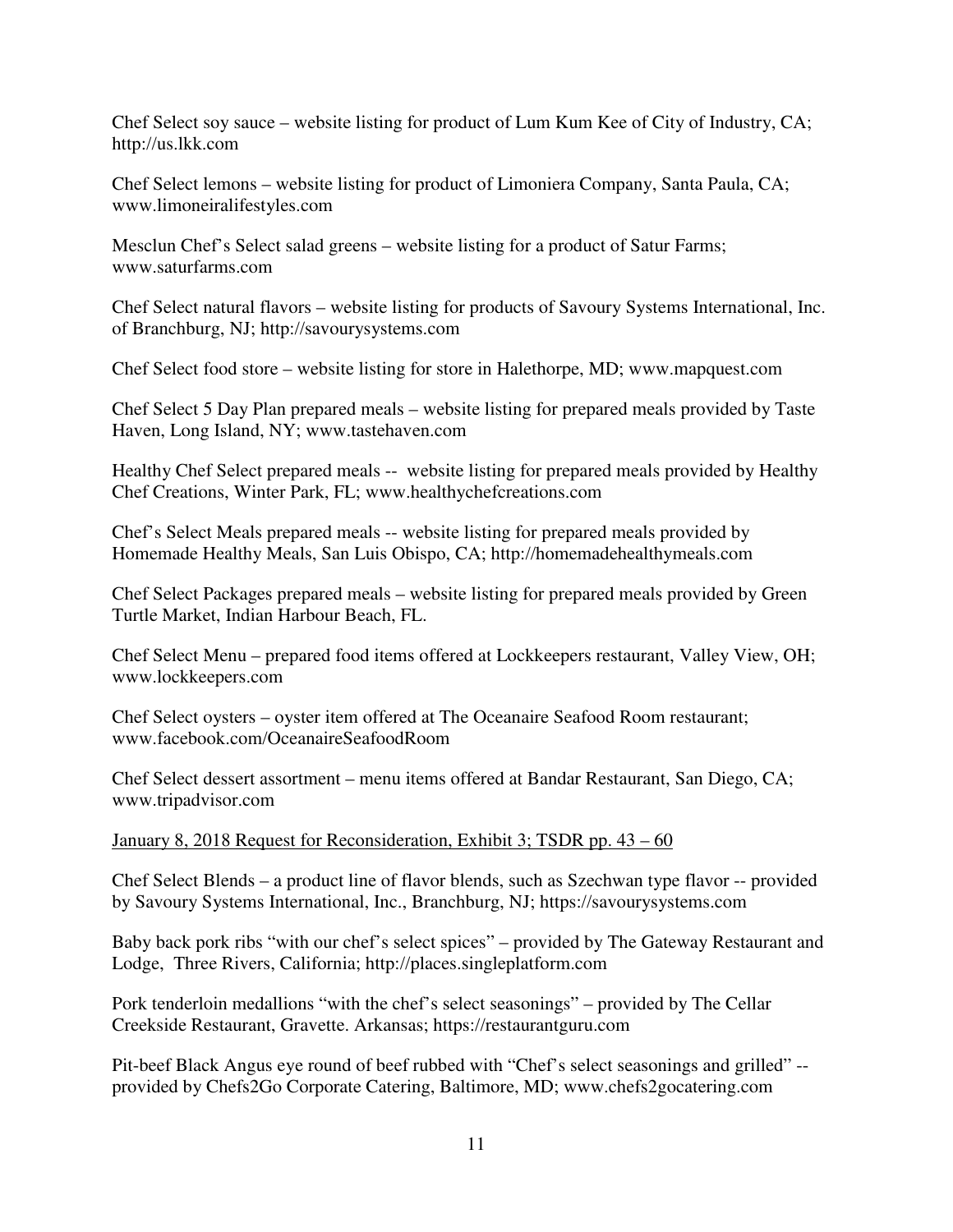Chef Select soy sauce – website listing for product of Lum Kum Kee of City of Industry, CA; http://us.lkk.com

Chef Select lemons – website listing for product of Limoniera Company, Santa Paula, CA; www.limoneiralifestyles.com

Mesclun Chef's Select salad greens – website listing for a product of Satur Farms; www.saturfarms.com

Chef Select natural flavors – website listing for products of Savoury Systems International, Inc. of Branchburg, NJ; http://savourysystems.com

Chef Select food store – website listing for store in Halethorpe, MD; www.mapquest.com

Chef Select 5 Day Plan prepared meals – website listing for prepared meals provided by Taste Haven, Long Island, NY; www.tastehaven.com

Healthy Chef Select prepared meals -- website listing for prepared meals provided by Healthy Chef Creations, Winter Park, FL; www.healthychefcreations.com

Chef's Select Meals prepared meals -- website listing for prepared meals provided by Homemade Healthy Meals, San Luis Obispo, CA; http://homemadehealthymeals.com

Chef Select Packages prepared meals – website listing for prepared meals provided by Green Turtle Market, Indian Harbour Beach, FL.

Chef Select Menu – prepared food items offered at Lockkeepers restaurant, Valley View, OH; www.lockkeepers.com

Chef Select oysters – oyster item offered at The Oceanaire Seafood Room restaurant; www.facebook.com/OceanaireSeafoodRoom

Chef Select dessert assortment – menu items offered at Bandar Restaurant, San Diego, CA; www.tripadvisor.com

<u>January 8, 2018 Request for Reconsideration, Exhibit 3; TSDR pp. 43 – 60</u>

Chef Select Blends – a product line of flavor blends, such as Szechwan type flavor -- provided by Savoury Systems International, Inc., Branchburg, NJ; https://savourysystems.com

Baby back pork ribs "with our chef's select spices" – provided by The Gateway Restaurant and Lodge, Three Rivers, California; http://places.singleplatform.com

Pork tenderloin medallions "with the chef's select seasonings" – provided by The Cellar Creekside Restaurant, Gravette. Arkansas; https://restaurantguru.com

Pit-beef Black Angus eye round of beef rubbed with "Chef's select seasonings and grilled" -- provided by Chefs2Go Corporate Catering, Baltimore, MD; www.chefs2gocatering.com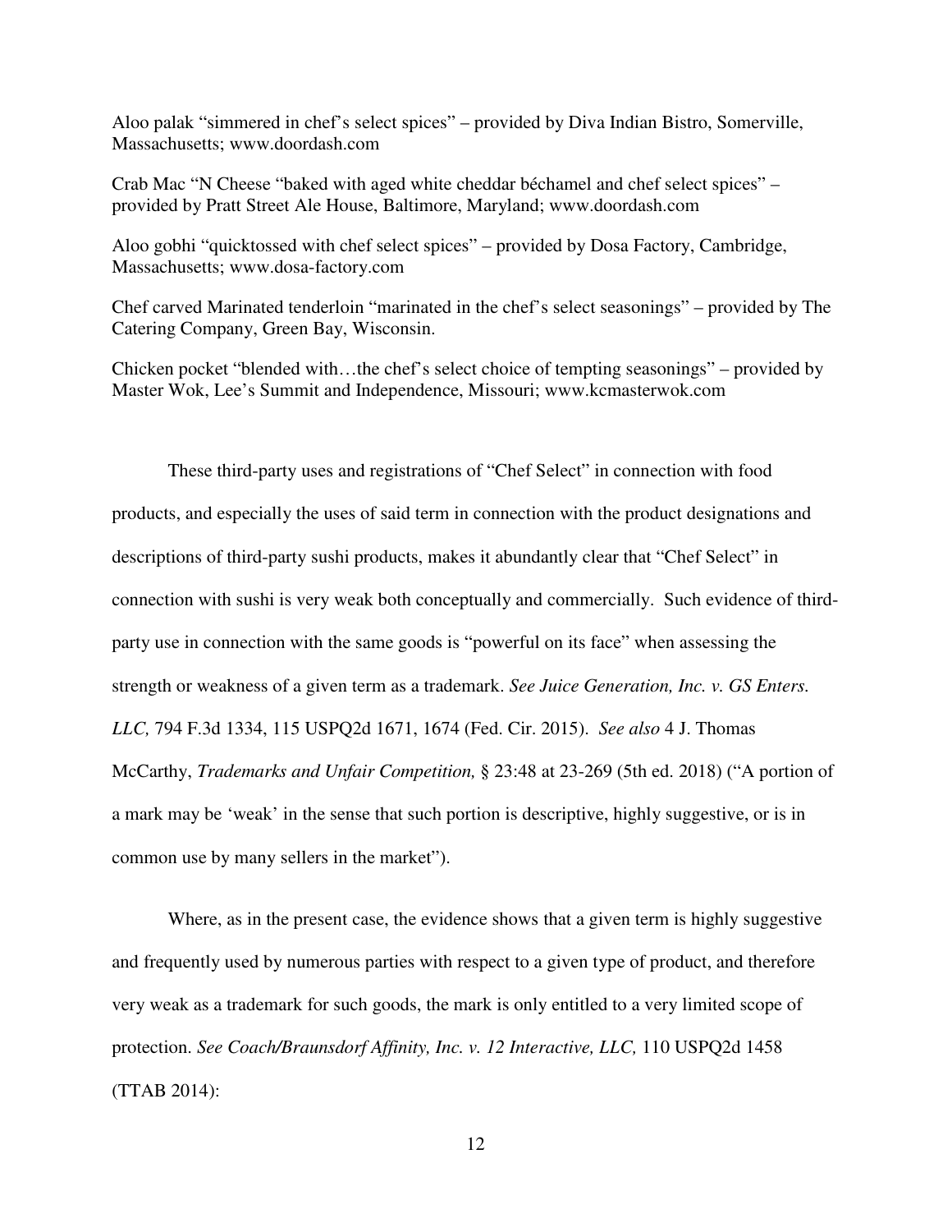Aloo palak "simmered in chef's select spices" – provided by Diva Indian Bistro, Somerville, Massachusetts; www.doordash.com

Crab Mac "N Cheese "baked with aged white cheddar béchamel and chef select spices" – provided by Pratt Street Ale House, Baltimore, Maryland; www.doordash.com

Aloo gobhi "quicktossed with chef select spices" – provided by Dosa Factory, Cambridge, Massachusetts; www.dosa-factory.com

Chef carved Marinated tenderloin "marinated in the chef's select seasonings" – provided by The Catering Company, Green Bay, Wisconsin.

Chicken pocket "blended with…the chef's select choice of tempting seasonings" – provided by Master Wok, Lee's Summit and Independence, Missouri; www.kcmasterwok.com

These third-party uses and registrations of "Chef Select" in connection with food products, and especially the uses of said term in connection with the product designations and descriptions of third-party sushi products, makes it abundantly clear that "Chef Select" in connection with sushi is very weak both conceptually and commercially. Such evidence of third-party use in connection with the same goods is "powerful on its face" when assessing the strength or weakness of a given term as a trademark. *See Juice Generation, Inc. v. GS Enters. LLC,* 794 F.3d 1334, 115 USPQ2d 1671, 1674 (Fed. Cir. 2015). *See also* 4 J. Thomas McCarthy, *Trademarks and Unfair Competition,* § 23:48 at 23-269 (5th ed. 2018) ("A portion of a mark may be 'weak' in the sense that such portion is descriptive, highly suggestive, or is in common use by many sellers in the market").

Where, as in the present case, the evidence shows that a given term is highly suggestive and frequently used by numerous parties with respect to a given type of product, and therefore very weak as a trademark for such goods, the mark is only entitled to a very limited scope of protection. *See Coach/Braunsdorf Affinity, Inc. v. 12 Interactive, LLC,* 110 USPQ2d 1458 (TTAB 2014):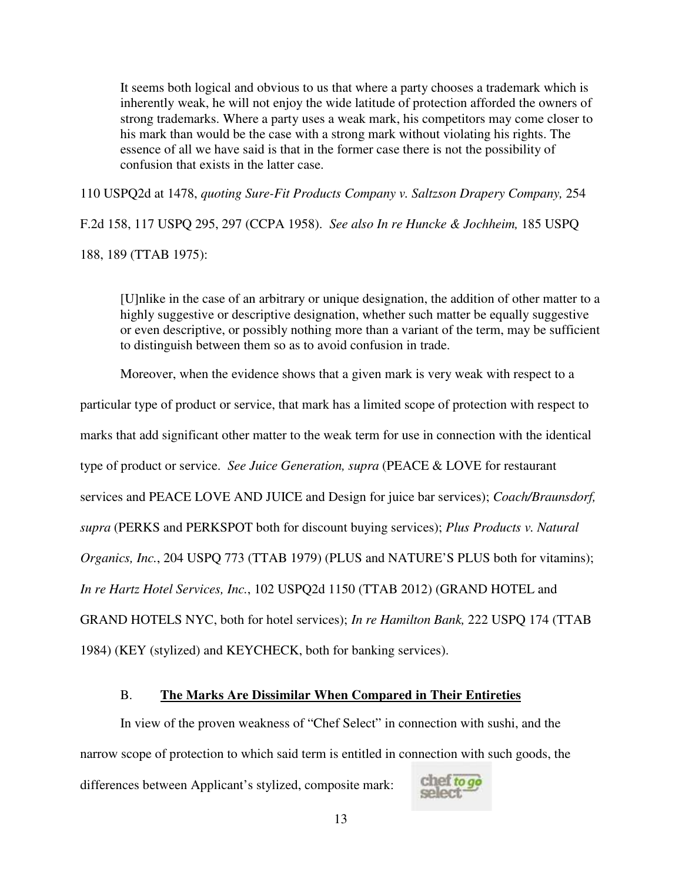> It seems both logical and obvious to us that where a party chooses a trademark which is inherently weak, he will not enjoy the wide latitude of protection afforded the owners of strong trademarks. Where a party uses a weak mark, his competitors may come closer to his mark than would be the case with a strong mark without violating his rights. The essence of all we have said is that in the former case there is not the possibility of confusion that exists in the latter case.

110 USPQ2d at 1478, *quoting Sure-Fit Products Company v. Saltzson Drapery Company,* 254 F.2d 158, 117 USPQ 295, 297 (CCPA 1958). *See also In re Huncke & Jochheim,* 185 USPQ 188, 189 (TTAB 1975):

> [U]nlike in the case of an arbitrary or unique designation, the addition of other matter to a highly suggestive or descriptive designation, whether such matter be equally suggestive or even descriptive, or possibly nothing more than a variant of the term, may be sufficient to distinguish between them so as to avoid confusion in trade.

Moreover, when the evidence shows that a given mark is very weak with respect to a particular type of product or service, that mark has a limited scope of protection with respect to marks that add significant other matter to the weak term for use in connection with the identical type of product or service. *See Juice Generation, supra* (PEACE & LOVE for restaurant services and PEACE LOVE AND JUICE and Design for juice bar services); *Coach/Braunsdorf, supra* (PERKS and PERKSPOT both for discount buying services); *Plus Products v. Natural Organics, Inc.*, 204 USPQ 773 (TTAB 1979) (PLUS and NATURE'S PLUS both for vitamins); *In re Hartz Hotel Services, Inc.*, 102 USPQ2d 1150 (TTAB 2012) (GRAND HOTEL and GRAND HOTELS NYC, both for hotel services); *In re Hamilton Bank,* 222 USPQ 174 (TTAB 1984) (KEY (stylized) and KEYCHECK, both for banking services).

### B. <u>**The Marks Are Dissimilar When Compared in Their Entireties**</u>

In view of the proven weakness of "Chef Select" in connection with sushi, and the narrow scope of protection to which said term is entitled in connection with such goods, the differences between Applicant's stylized, composite mark: chef to go select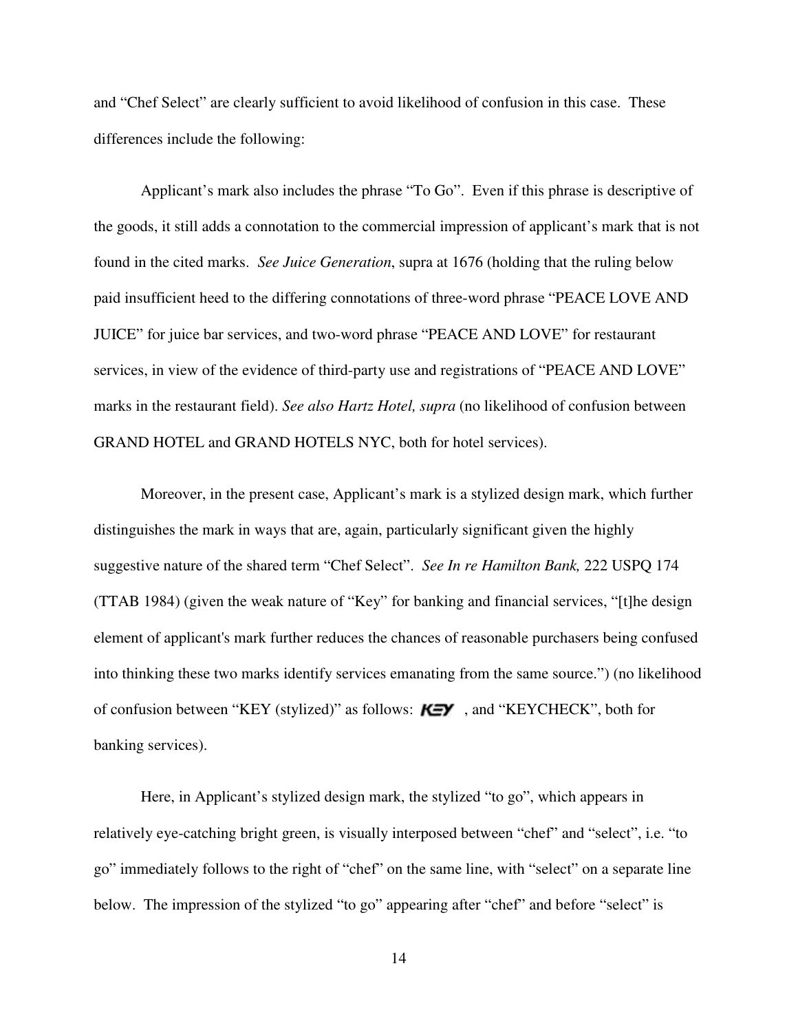and "Chef Select" are clearly sufficient to avoid likelihood of confusion in this case. These differences include the following:

Applicant's mark also includes the phrase "To Go". Even if this phrase is descriptive of the goods, it still adds a connotation to the commercial impression of applicant's mark that is not found in the cited marks. *See Juice Generation*, supra at 1676 (holding that the ruling below paid insufficient heed to the differing connotations of three-word phrase "PEACE LOVE AND JUICE" for juice bar services, and two-word phrase "PEACE AND LOVE" for restaurant services, in view of the evidence of third-party use and registrations of "PEACE AND LOVE" marks in the restaurant field). *See also Hartz Hotel, supra* (no likelihood of confusion between GRAND HOTEL and GRAND HOTELS NYC, both for hotel services).

Moreover, in the present case, Applicant's mark is a stylized design mark, which further distinguishes the mark in ways that are, again, particularly significant given the highly suggestive nature of the shared term "Chef Select". *See In re Hamilton Bank,* 222 USPQ 174 (TTAB 1984) (given the weak nature of "Key" for banking and financial services, "[t]he design element of applicant's mark further reduces the chances of reasonable purchasers being confused into thinking these two marks identify services emanating from the same source.") (no likelihood of confusion between "KEY (stylized)" as follows: KEY , and "KEYCHECK", both for banking services).

Here, in Applicant's stylized design mark, the stylized "to go", which appears in relatively eye-catching bright green, is visually interposed between "chef" and "select", i.e. "to go" immediately follows to the right of "chef" on the same line, with "select" on a separate line below. The impression of the stylized "to go" appearing after "chef" and before "select" is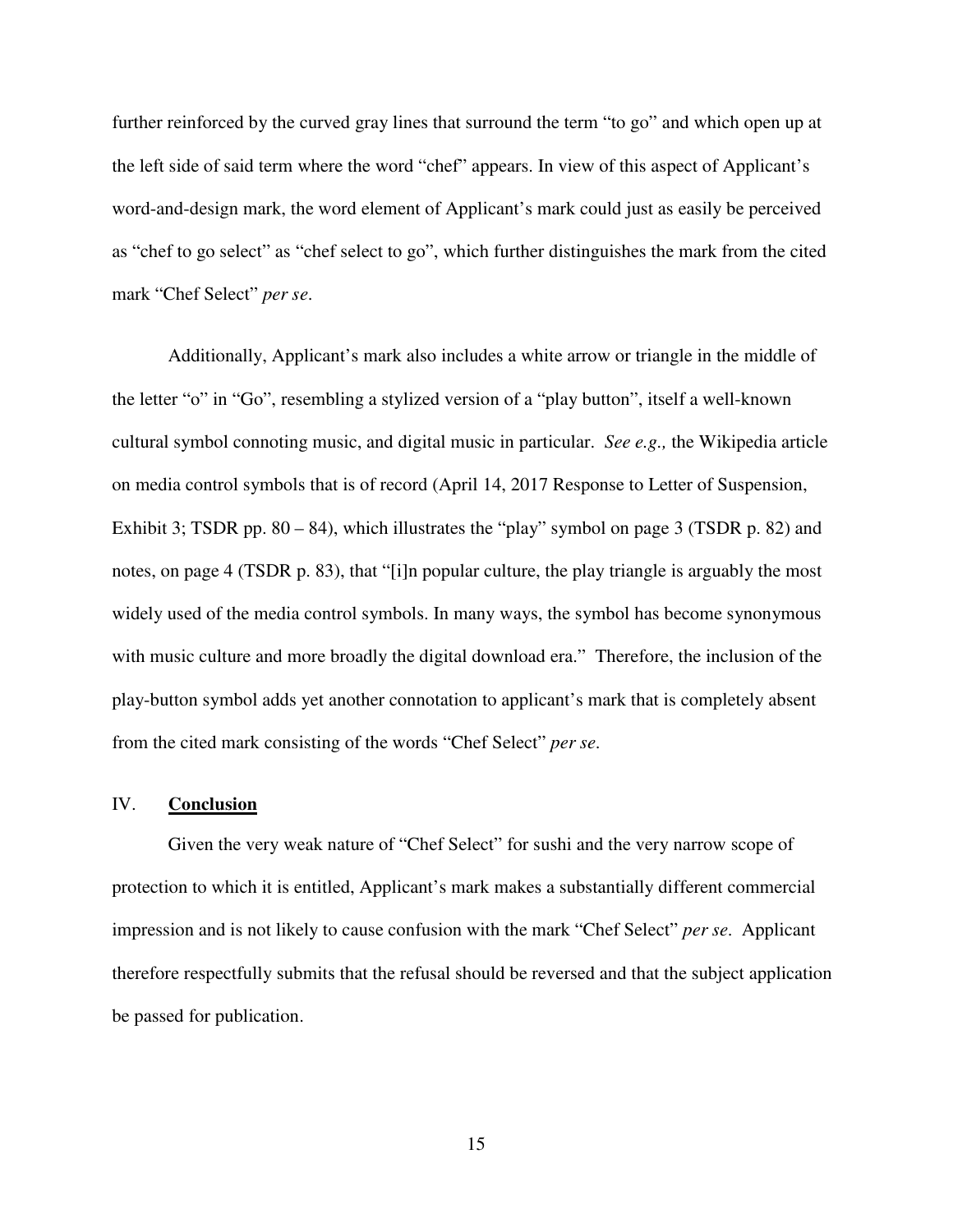further reinforced by the curved gray lines that surround the term "to go" and which open up at the left side of said term where the word "chef" appears. In view of this aspect of Applicant's word-and-design mark, the word element of Applicant's mark could just as easily be perceived as "chef to go select" as "chef select to go", which further distinguishes the mark from the cited mark "Chef Select" *per se*.

Additionally, Applicant's mark also includes a white arrow or triangle in the middle of the letter "o" in "Go", resembling a stylized version of a "play button", itself a well-known cultural symbol connoting music, and digital music in particular. *See e.g.,* the Wikipedia article on media control symbols that is of record (April 14, 2017 Response to Letter of Suspension, Exhibit 3; TSDR pp. 80 – 84), which illustrates the "play" symbol on page 3 (TSDR p. 82) and notes, on page 4 (TSDR p. 83), that "[i]n popular culture, the play triangle is arguably the most widely used of the media control symbols. In many ways, the symbol has become synonymous with music culture and more broadly the digital download era." Therefore, the inclusion of the play-button symbol adds yet another connotation to applicant's mark that is completely absent from the cited mark consisting of the words "Chef Select" *per se*.

## IV. **Conclusion**

Given the very weak nature of "Chef Select" for sushi and the very narrow scope of protection to which it is entitled, Applicant's mark makes a substantially different commercial impression and is not likely to cause confusion with the mark "Chef Select" *per se*. Applicant therefore respectfully submits that the refusal should be reversed and that the subject application be passed for publication.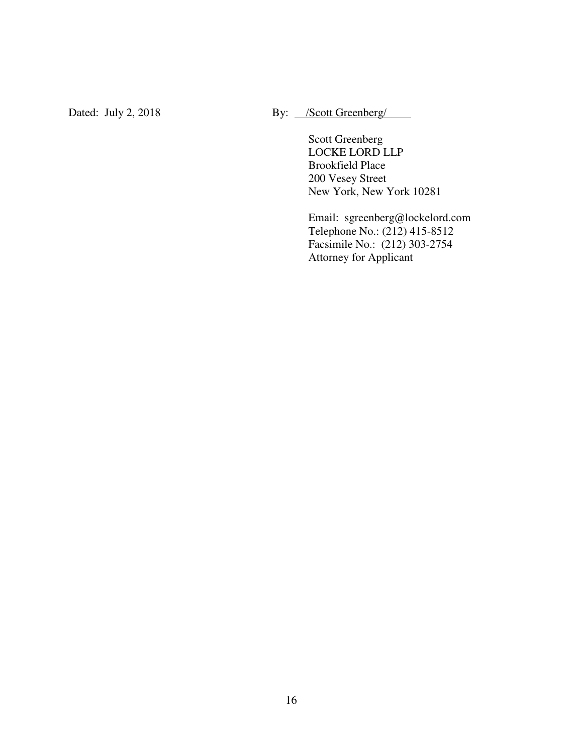Dated: July 2, 2018

By: /Scott Greenberg/

Scott Greenberg
LOCKE LORD LLP
Brookfield Place
200 Vesey Street
New York, New York 10281

Email: sgreenberg@lockelord.com
Telephone No.: (212) 415-8512
Facsimile No.: (212) 303-2754
Attorney for Applicant